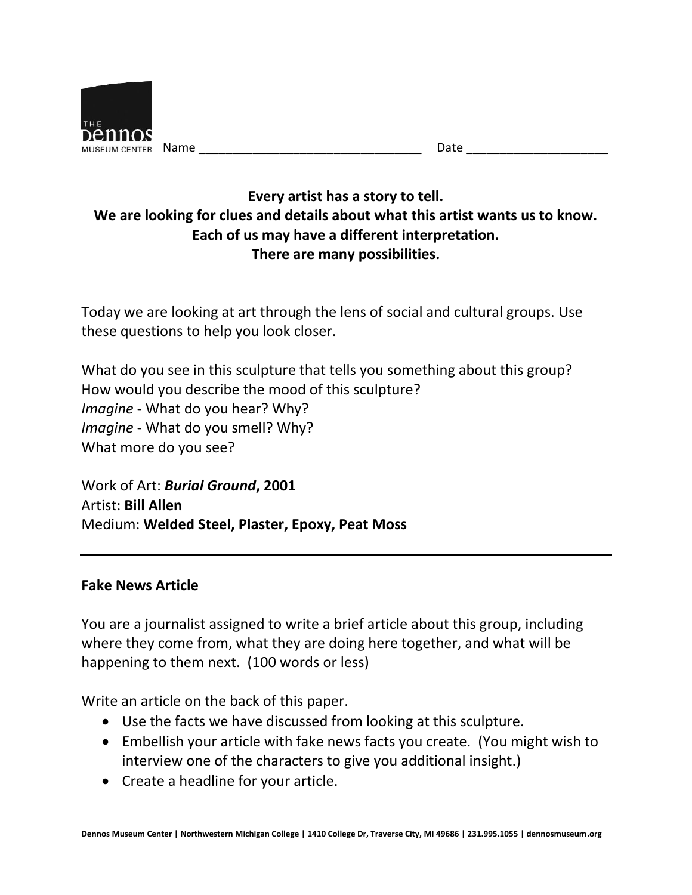THE DENNOS MUSEUM CENTER Name ________________________________ Date ____________________

**Every artist has a story to tell.**
**We are looking for clues and details about what this artist wants us to know.**
**Each of us may have a different interpretation.**
**There are many possibilities.**

Today we are looking at art through the lens of social and cultural groups. Use these questions to help you look closer.

What do you see in this sculpture that tells you something about this group?
How would you describe the mood of this sculpture?
*Imagine* - What do you hear? Why?
*Imagine* - What do you smell? Why?
What more do you see?

Work of Art: ***Burial Ground*, 2001**
Artist: **Bill Allen**
Medium: **Welded Steel, Plaster, Epoxy, Peat Moss**

---

**Fake News Article**

You are a journalist assigned to write a brief article about this group, including where they come from, what they are doing here together, and what will be happening to them next. (100 words or less)

Write an article on the back of this paper.

- Use the facts we have discussed from looking at this sculpture.
- Embellish your article with fake news facts you create. (You might wish to interview one of the characters to give you additional insight.)
- Create a headline for your article.

Dennos Museum Center | Northwestern Michigan College | 1410 College Dr, Traverse City, MI 49686 | 231.995.1055 | dennosmuseum.org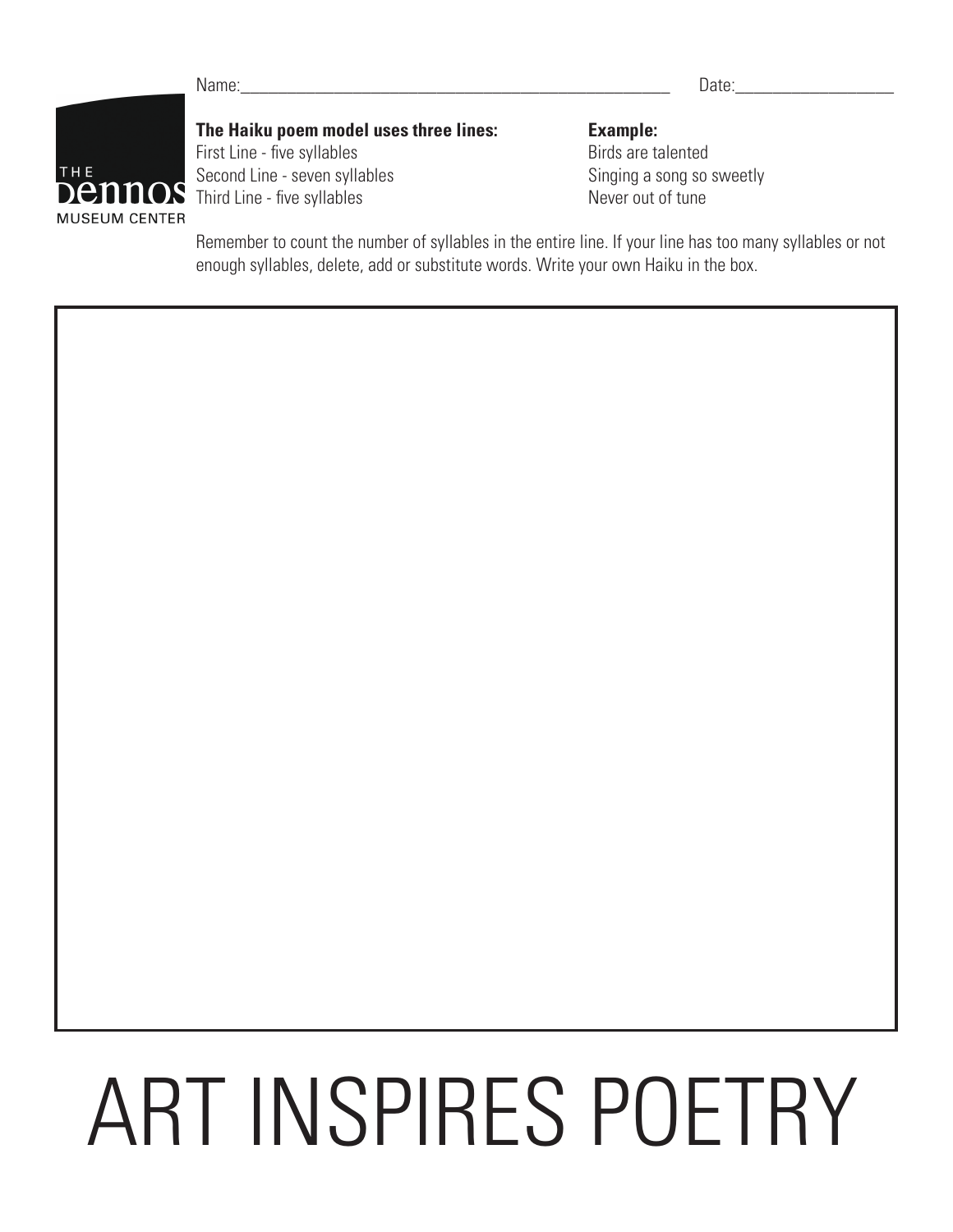Name:\_\_\_\_\_\_\_\_\_\_\_\_\_\_\_\_\_\_\_\_\_\_\_\_\_\_\_\_\_\_\_\_\_\_\_\_\_\_\_\_\_\_\_\_\_\_\_\_ Date:\_\_\_\_\_\_\_\_\_\_\_\_\_\_\_\_\_\_

THE Dennos MUSEUM CENTER

**The Haiku poem model uses three lines:**
First Line - five syllables
Second Line - seven syllables
Third Line - five syllables

**Example:**
Birds are talented
Singing a song so sweetly
Never out of tune

Remember to count the number of syllables in the entire line. If your line has too many syllables or not enough syllables, delete, add or substitute words. Write your own Haiku in the box.

# ART INSPIRES POETRY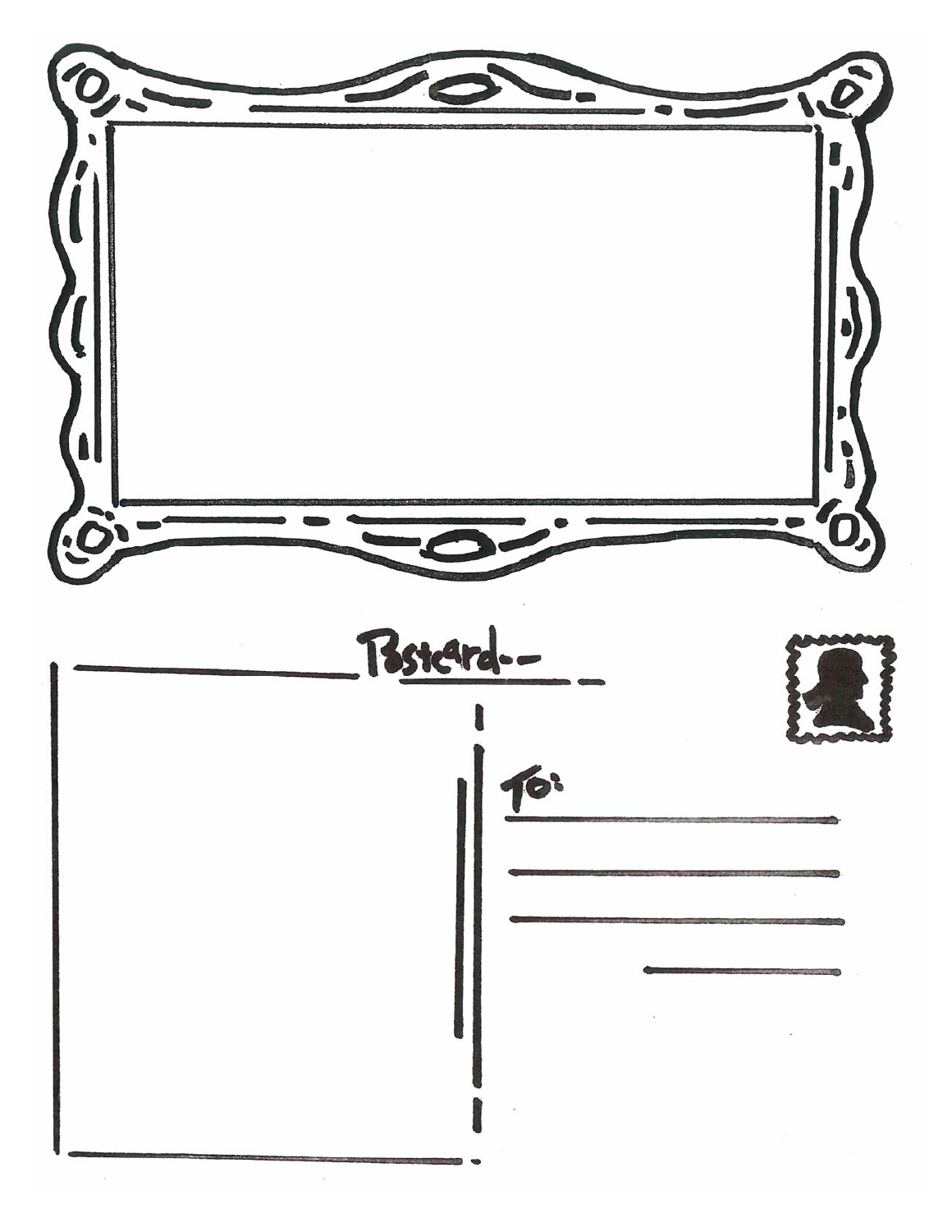Postcard

To: